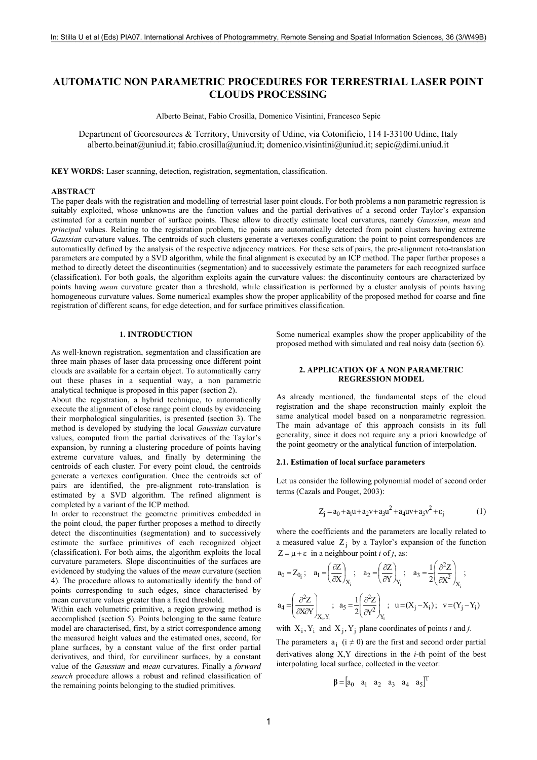# AUTOMATIC NON PARAMETRIC PROCEDURES FOR TERRESTRIAL LASER POINT CLOUDS PROCESSING

Alberto Beinat, Fabio Crosilla, Domenico Visintini, Francesco Sepic

Department of Georesources & Territory, University of Udine, via Cotonificio, 114 I-33100 Udine, Italy
alberto.beinat@uniud.it; fabio.crosilla@uniud.it; domenico.visintini@uniud.it; sepic@dimi.uniud.it

**KEY WORDS:** Laser scanning, detection, registration, segmentation, classification.

## ABSTRACT

The paper deals with the registration and modelling of terrestrial laser point clouds. For both problems a non parametric regression is suitably exploited, whose unknowns are the function values and the partial derivatives of a second order Taylor's expansion estimated for a certain number of surface points. These allow to directly estimate local curvatures, namely *Gaussian*, *mean* and *principal* values. Relating to the registration problem, tie points are automatically detected from point clusters having extreme *Gaussian* curvature values. The centroids of such clusters generate a vertexes configuration: the point to point correspondences are automatically defined by the analysis of the respective adjacency matrices. For these sets of pairs, the pre-alignment roto-translation parameters are computed by a SVD algorithm, while the final alignment is executed by an ICP method. The paper further proposes a method to directly detect the discontinuities (segmentation) and to successively estimate the parameters for each recognized surface (classification). For both goals, the algorithm exploits again the curvature values: the discontinuity contours are characterized by points having *mean* curvature greater than a threshold, while classification is performed by a cluster analysis of points having homogeneous curvature values. Some numerical examples show the proper applicability of the proposed method for coarse and fine registration of different scans, for edge detection, and for surface primitives classification.

## 1. INTRODUCTION

As well-known registration, segmentation and classification are three main phases of laser data processing once different point clouds are available for a certain object. To automatically carry out these phases in a sequential way, a non parametric analytical technique is proposed in this paper (section 2).

About the registration, a hybrid technique, to automatically execute the alignment of close range point clouds by evidencing their morphological singularities, is presented (section 3). The method is developed by studying the local *Gaussian* curvature values, computed from the partial derivatives of the Taylor's expansion, by running a clustering procedure of points having extreme curvature values, and finally by determining the centroids of each cluster. For every point cloud, the centroids generate a vertexes configuration. Once the centroids set of pairs are identified, the pre-alignment roto-translation is estimated by a SVD algorithm. The refined alignment is completed by a variant of the ICP method.

In order to reconstruct the geometric primitives embedded in the point cloud, the paper further proposes a method to directly detect the discontinuities (segmentation) and to successively estimate the surface primitives of each recognized object (classification). For both aims, the algorithm exploits the local curvature parameters. Slope discontinuities of the surfaces are evidenced by studying the values of the *mean* curvature (section 4). The procedure allows to automatically identify the band of points corresponding to such edges, since characterised by mean curvature values greater than a fixed threshold.

Within each volumetric primitive, a region growing method is accomplished (section 5). Points belonging to the same feature model are characterised, first, by a strict correspondence among the measured height values and the estimated ones, second, for plane surfaces, by a constant value of the first order partial derivatives, and third, for curvilinear surfaces, by a constant value of the *Gaussian* and *mean* curvatures. Finally a *forward search* procedure allows a robust and refined classification of the remaining points belonging to the studied primitives.

Some numerical examples show the proper applicability of the proposed method with simulated and real noisy data (section 6).

## 2. APPLICATION OF A NON PARAMETRIC REGRESSION MODEL

As already mentioned, the fundamental steps of the cloud registration and the shape reconstruction mainly exploit the same analytical model based on a nonparametric regression. The main advantage of this approach consists in its full generality, since it does not require any a priori knowledge of the point geometry or the analytical function of interpolation.

### 2.1. Estimation of local surface parameters

Let us consider the following polynomial model of second order terms (Cazals and Pouget, 2003):

$$Z_j = a_0 + a_1 u + a_2 v + a_3 u^2 + a_4 uv + a_5 v^2 + \varepsilon_j \qquad (1)$$

where the coefficients and the parameters are locally related to a measured value $Z_j$ by a Taylor's expansion of the function $Z = \mu + \varepsilon$ in a neighbour point *i* of *j*, as:

$$a_0 = Z_{0_i}; \quad a_1 = \left(\frac{\partial Z}{\partial X}\right)_{X_i}; \quad a_2 = \left(\frac{\partial Z}{\partial Y}\right)_{Y_i}; \quad a_3 = \frac{1}{2}\left(\frac{\partial^2 Z}{\partial X^2}\right)_{X_i};$$

$$a_4 = \left(\frac{\partial^2 Z}{\partial X \partial Y}\right)_{X_i, Y_i}; \quad a_5 = \frac{1}{2}\left(\frac{\partial^2 Z}{\partial Y^2}\right)_{Y_i}; \quad u = (X_j - X_i); \; v = (Y_j - Y_i)$$

with $X_i, Y_i$ and $X_j, Y_j$ plane coordinates of points *i* and *j*.

The parameters $a_i$ $(i \neq 0)$ are the first and second order partial derivatives along X,Y directions in the *i*-th point of the best interpolating local surface, collected in the vector:

$$\boldsymbol{\beta} = \begin{bmatrix} a_0 & a_1 & a_2 & a_3 & a_4 & a_5 \end{bmatrix}^T$$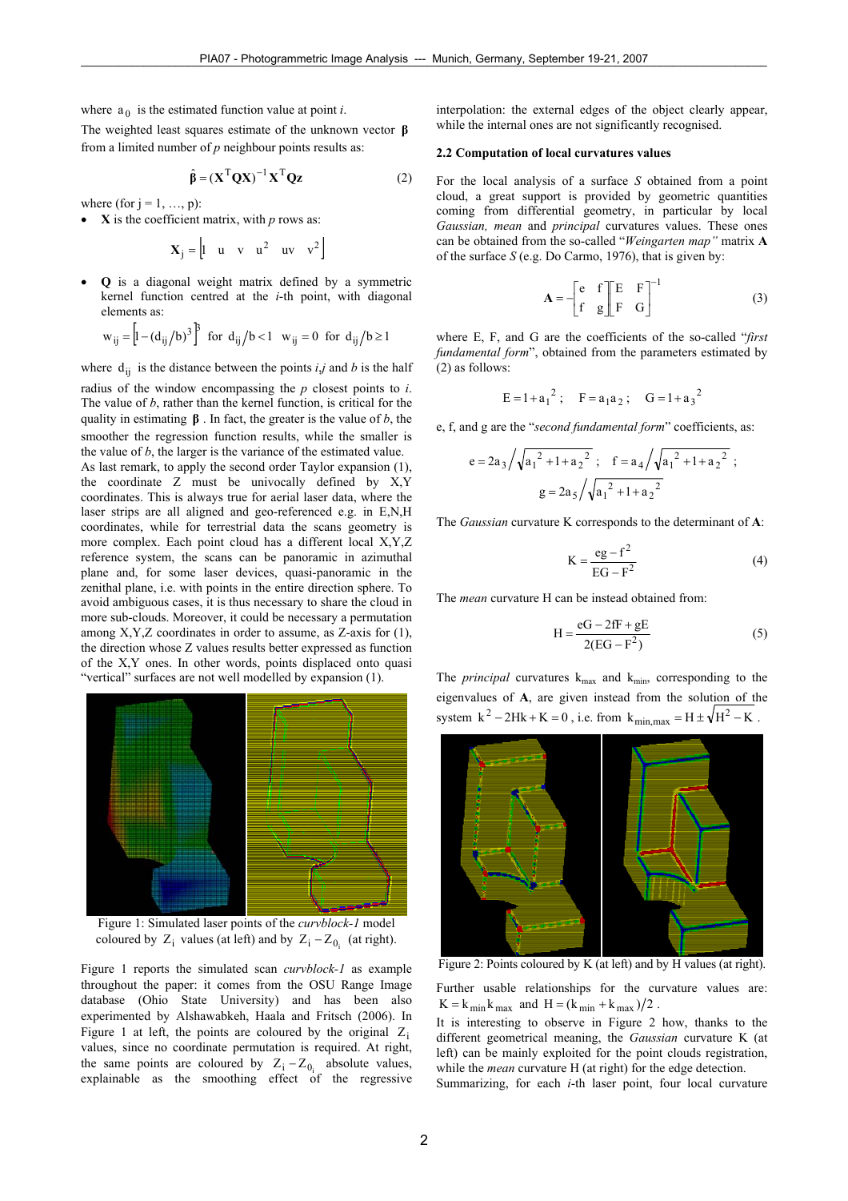where $a_0$ is the estimated function value at point *i*.

The weighted least squares estimate of the unknown vector $\boldsymbol{\beta}$ from a limited number of *p* neighbour points results as:

$$\hat{\boldsymbol{\beta}} = (\mathbf{X}^T\mathbf{Q}\mathbf{X})^{-1}\mathbf{X}^T\mathbf{Q}\mathbf{z} \qquad (2)$$

where (for j = 1, …, p):

- **X** is the coefficient matrix, with *p* rows as:

$$\mathbf{X}_j = \begin{bmatrix} 1 & u & v & u^2 & uv & v^2 \end{bmatrix}$$

- **Q** is a diagonal weight matrix defined by a symmetric kernel function centred at the *i*-th point, with diagonal elements as:

$$w_{ij} = \left[1 - (d_{ij}/b)^3\right]^3 \text{ for } d_{ij}/b < 1 \quad w_{ij} = 0 \text{ for } d_{ij}/b \geq 1$$

where $d_{ij}$ is the distance between the points *i,j* and *b* is the half radius of the window encompassing the *p* closest points to *i*. The value of *b*, rather than the kernel function, is critical for the quality in estimating $\boldsymbol{\beta}$. In fact, the greater is the value of *b*, the smoother the regression function results, while the smaller is the value of *b*, the larger is the variance of the estimated value.

As last remark, to apply the second order Taylor expansion (1), the coordinate Z must be univocally defined by X,Y coordinates. This is always true for aerial laser data, where the laser strips are all aligned and geo-referenced e.g. in E,N,H coordinates, while for terrestrial data the scans geometry is more complex. Each point cloud has a different local X,Y,Z reference system, the scans can be panoramic in azimuthal plane and, for some laser devices, quasi-panoramic in the zenithal plane, i.e. with points in the entire direction sphere. To avoid ambiguous cases, it is thus necessary to share the cloud in more sub-clouds. Moreover, it could be necessary a permutation among X,Y,Z coordinates in order to assume, as Z-axis for (1), the direction whose Z values results better expressed as function of the X,Y ones. In other words, points displaced onto quasi "vertical" surfaces are not well modelled by expansion (1).

Figure 1: Simulated laser points of the *curvblock-1* model coloured by $Z_i$ values (at left) and by $Z_i - Z_{0_i}$ (at right).

Figure 1 reports the simulated scan *curvblock-1* as example throughout the paper: it comes from the OSU Range Image database (Ohio State University) and has been also experimented by Alshawabkeh, Haala and Fritsch (2006). In Figure 1 at left, the points are coloured by the original $Z_i$ values, since no coordinate permutation is required. At right, the same points are coloured by $Z_i - Z_{0_i}$ absolute values, explainable as the smoothing effect of the regressive interpolation: the external edges of the object clearly appear, while the internal ones are not significantly recognised.

## 2.2 Computation of local curvatures values

For the local analysis of a surface *S* obtained from a point cloud, a great support is provided by geometric quantities coming from differential geometry, in particular by local *Gaussian, mean* and *principal* curvatures values. These ones can be obtained from the so-called "*Weingarten map*" matrix **A** of the surface *S* (e.g. Do Carmo, 1976), that is given by:

$$\mathbf{A} = -\begin{bmatrix} e & f \\ f & g \end{bmatrix}\begin{bmatrix} E & F \\ F & G \end{bmatrix}^{-1} \qquad (3)$$

where E, F, and G are the coefficients of the so-called "*first fundamental form*", obtained from the parameters estimated by (2) as follows:

$$E = 1 + a_1^2; \quad F = a_1 a_2; \quad G = 1 + a_3^2$$

e, f, and g are the "*second fundamental form*" coefficients, as:

$$e = 2a_3 \Big/ \sqrt{a_1^2 + 1 + a_2^2}; \quad f = a_4 \Big/ \sqrt{a_1^2 + 1 + a_2^2};$$

$$g = 2a_5 \Big/ \sqrt{a_1^2 + 1 + a_2^2}$$

The *Gaussian* curvature K corresponds to the determinant of **A**:

$$K = \frac{eg - f^2}{EG - F^2} \qquad (4)$$

The *mean* curvature H can be instead obtained from:

$$H = \frac{eG - 2fF + gE}{2(EG - F^2)} \qquad (5)$$

The *principal* curvatures $k_{max}$ and $k_{min}$, corresponding to the eigenvalues of **A**, are given instead from the solution of the system $k^2 - 2Hk + K = 0$, i.e. from $k_{min,max} = H \pm \sqrt{H^2 - K}$.

Figure 2: Points coloured by K (at left) and by H values (at right).

Further usable relationships for the curvature values are: $K = k_{min}k_{max}$ and $H = (k_{min} + k_{max})/2$.

It is interesting to observe in Figure 2 how, thanks to the different geometrical meaning, the *Gaussian* curvature K (at left) can be mainly exploited for the point clouds registration, while the *mean* curvature H (at right) for the edge detection.

Summarizing, for each *i*-th laser point, four local curvature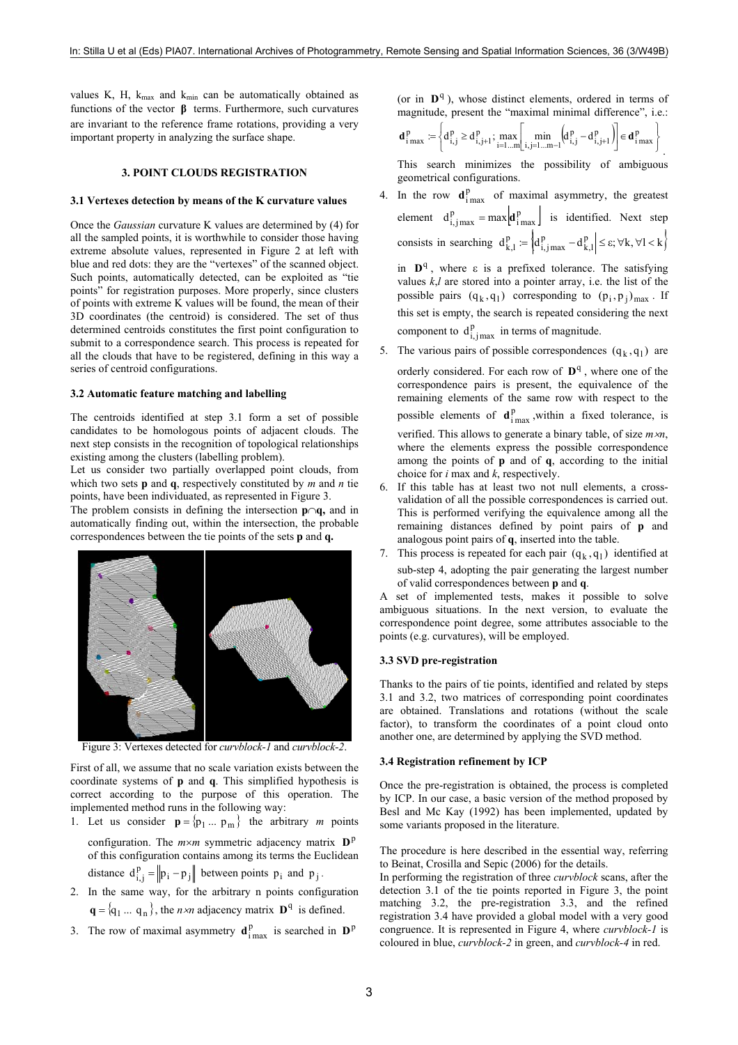values K, H, $k_{max}$ and $k_{min}$ can be automatically obtained as functions of the vector $\boldsymbol{\beta}$ terms. Furthermore, such curvatures are invariant to the reference frame rotations, providing a very important property in analyzing the surface shape.

## 3. POINT CLOUDS REGISTRATION

### 3.1 Vertexes detection by means of the K curvature values

Once the *Gaussian* curvature K values are determined by (4) for all the sampled points, it is worthwhile to consider those having extreme absolute values, represented in Figure 2 at left with blue and red dots: they are the "vertexes" of the scanned object. Such points, automatically detected, can be exploited as "tie points" for registration purposes. More properly, since clusters of points with extreme K values will be found, the mean of their 3D coordinates (the centroid) is considered. The set of thus determined centroids constitutes the first point configuration to submit to a correspondence search. This process is repeated for all the clouds that have to be registered, defining in this way a series of centroid configurations.

### 3.2 Automatic feature matching and labelling

The centroids identified at step 3.1 form a set of possible candidates to be homologous points of adjacent clouds. The next step consists in the recognition of topological relationships existing among the clusters (labelling problem).

Let us consider two partially overlapped point clouds, from which two sets **p** and **q**, respectively constituted by *m* and *n* tie points, have been individuated, as represented in Figure 3.

The problem consists in defining the intersection **p**∩**q,** and in automatically finding out, within the intersection, the probable correspondences between the tie points of the sets **p** and **q.**

Figure 3: Vertexes detected for *curvblock-1* and *curvblock-2*.

First of all, we assume that no scale variation exists between the coordinate systems of **p** and **q**. This simplified hypothesis is correct according to the purpose of this operation. The implemented method runs in the following way:

1. Let us consider $\mathbf{p} = \{p_1 \dots p_m\}$ the arbitrary *m* points configuration. The *m*×*m* symmetric adjacency matrix $\mathbf{D}^p$ of this configuration contains among its terms the Euclidean distance $d^p_{i,j} = \|p_i - p_j\|$ between points $p_i$ and $p_j$.
2. In the same way, for the arbitrary n points configuration $\mathbf{q} = \{q_1 \dots q_n\}$, the *n*×*n* adjacency matrix $\mathbf{D}^q$ is defined.
3. The row of maximal asymmetry $\mathbf{d}^p_{i\,max}$ is searched in $\mathbf{D}^p$ (or in $\mathbf{D}^q$), whose distinct elements, ordered in terms of magnitude, present the "maximal minimal difference", i.e.: $\mathbf{d}^p_{i\,max} := \left\{ d^p_{i,j} \geq d^p_{i,j+1};\ \max_{i=1\dots m}\left[ \min_{i,j=1\dots m-1}\left( d^p_{i,j} - d^p_{i,j+1} \right) \right] \in \mathbf{d}^p_{i\,max} \right\}$.
   This search minimizes the possibility of ambiguous geometrical configurations.
4. In the row $\mathbf{d}^p_{i\,max}$ of maximal asymmetry, the greatest element $d^p_{i,j\,max} = \max\left\lfloor \mathbf{d}^p_{i\,max} \right\rfloor$ is identified. Next step consists in searching $d^p_{k,l} := \left\{ \left| d^p_{i,j\,max} - d^p_{k,l} \right| \leq \varepsilon; \forall k, \forall l < k \right\}$ in $\mathbf{D}^q$, where ε is a prefixed tolerance. The satisfying values *k*,*l* are stored into a pointer array, i.e. the list of the possible pairs $(q_k, q_l)$ corresponding to $(p_i, p_j)_{max}$. If this set is empty, the search is repeated considering the next component to $d^p_{i,j\,max}$ in terms of magnitude.
5. The various pairs of possible correspondences $(q_k, q_l)$ are orderly considered. For each row of $\mathbf{D}^q$, where one of the correspondence pairs is present, the equivalence of the remaining elements of the same row with respect to the possible elements of $\mathbf{d}^p_{i\,max}$, within a fixed tolerance, is verified. This allows to generate a binary table, of size *m*×*n*, where the elements express the possible correspondence among the points of **p** and of **q**, according to the initial choice for *i* max and *k*, respectively.
6. If this table has at least two not null elements, a cross-validation of all the possible correspondences is carried out. This is performed verifying the equivalence among all the remaining distances defined by point pairs of **p** and analogous point pairs of **q**, inserted into the table.
7. This process is repeated for each pair $(q_k, q_l)$ identified at sub-step 4, adopting the pair generating the largest number of valid correspondences between **p** and **q**.

A set of implemented tests, makes it possible to solve ambiguous situations. In the next version, to evaluate the correspondence point degree, some attributes associable to the points (e.g. curvatures), will be employed.

### 3.3 SVD pre-registration

Thanks to the pairs of tie points, identified and related by steps 3.1 and 3.2, two matrices of corresponding point coordinates are obtained. Translations and rotations (without the scale factor), to transform the coordinates of a point cloud onto another one, are determined by applying the SVD method.

### 3.4 Registration refinement by ICP

Once the pre-registration is obtained, the process is completed by ICP. In our case, a basic version of the method proposed by Besl and Mc Kay (1992) has been implemented, updated by some variants proposed in the literature.

The procedure is here described in the essential way, referring to Beinat, Crosilla and Sepic (2006) for the details.

In performing the registration of three *curvblock* scans, after the detection 3.1 of the tie points reported in Figure 3, the point matching 3.2, the pre-registration 3.3, and the refined registration 3.4 have provided a global model with a very good congruence. It is represented in Figure 4, where *curvblock-1* is coloured in blue, *curvblock-2* in green, and *curvblock-4* in red.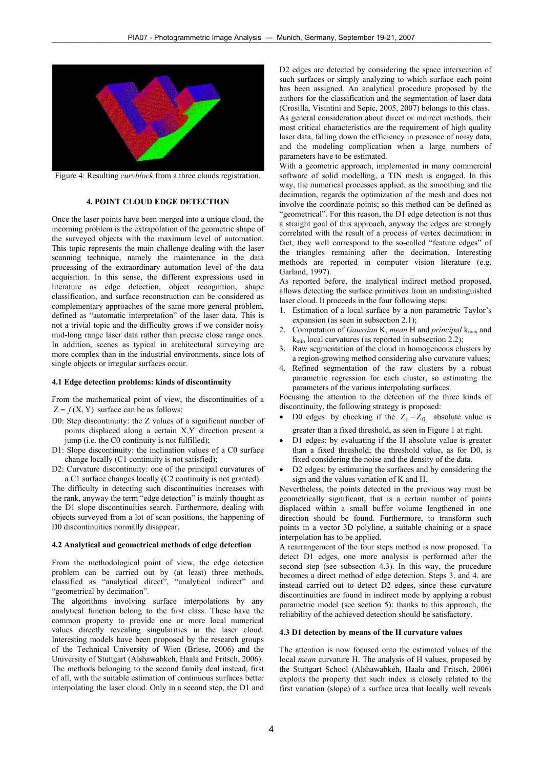Figure 4: Resulting *curvblock* from a three clouds registration.

## 4. POINT CLOUD EDGE DETECTION

Once the laser points have been merged into a unique cloud, the incoming problem is the extrapolation of the geometric shape of the surveyed objects with the maximum level of automation. This topic represents the main challenge dealing with the laser scanning technique, namely the maintenance in the data processing of the extraordinary automation level of the data acquisition. In this sense, the different expressions used in literature as edge detection, object recognition, shape classification, and surface reconstruction can be considered as complementary approaches of the same more general problem, defined as "automatic interpretation" of the laser data. This is not a trivial topic and the difficulty grows if we consider noisy mid-long range laser data rather than precise close range ones. In addition, scenes as typical in architectural surveying are more complex than in the industrial environments, since lots of single objects or irregular surfaces occur.

### 4.1 Edge detection problems: kinds of discontinuity

From the mathematical point of view, the discontinuities of a $Z = f(X, Y)$ surface can be as follows:

D0: Step discontinuity: the Z values of a significant number of points displaced along a certain X,Y direction present a jump (i.e. the C0 continuity is not fulfilled);

D1: Slope discontinuity: the inclination values of a C0 surface change locally (C1 continuity is not satisfied);

D2: Curvature discontinuity: one of the principal curvatures of a C1 surface changes locally (C2 continuity is not granted).

The difficulty in detecting such discontinuities increases with the rank, anyway the term "edge detection" is mainly thought as the D1 slope discontinuities search. Furthermore, dealing with objects surveyed from a lot of scan positions, the happening of D0 discontinuities normally disappear.

### 4.2 Analytical and geometrical methods of edge detection

From the methodological point of view, the edge detection problem can be carried out by (at least) three methods, classified as "analytical direct", "analytical indirect" and "geometrical by decimation".

The algorithms involving surface interpolations by any analytical function belong to the first class. These have the common property to provide one or more local numerical values directly revealing singularities in the laser cloud. Interesting models have been proposed by the research groups of the Technical University of Wien (Briese, 2006) and the University of Stuttgart (Alshawabkeh, Haala and Fritsch, 2006). The methods belonging to the second family deal instead, first of all, with the suitable estimation of continuous surfaces better interpolating the laser cloud. Only in a second step, the D1 and D2 edges are detected by considering the space intersection of such surfaces or simply analyzing to which surface each point has been assigned. An analytical procedure proposed by the authors for the classification and the segmentation of laser data (Crosilla, Visintini and Sepic, 2005, 2007) belongs to this class.

As general consideration about direct or indirect methods, their most critical characteristics are the requirement of high quality laser data, falling down the efficiency in presence of noisy data, and the modeling complication when a large numbers of parameters have to be estimated.

With a geometric approach, implemented in many commercial software of solid modelling, a TIN mesh is engaged. In this way, the numerical processes applied, as the smoothing and the decimation, regards the optimization of the mesh and does not involve the coordinate points; so this method can be defined as "geometrical". For this reason, the D1 edge detection is not thus a straight goal of this approach, anyway the edges are strongly correlated with the result of a process of vertex decimation: in fact, they well correspond to the so-called "feature edges" of the triangles remaining after the decimation. Interesting methods are reported in computer vision literature (e.g. Garland, 1997).

As reported before, the analytical indirect method proposed, allows detecting the surface primitives from an undistinguished laser cloud. It proceeds in the four following steps:

1. Estimation of a local surface by a non parametric Taylor's expansion (as seen in subsection 2.1);
2. Computation of *Gaussian* K, *mean* H and *principal* $k_{max}$ and $k_{min}$ local curvatures (as reported in subsection 2.2);
3. Raw segmentation of the cloud in homogeneous clusters by a region-growing method considering also curvature values;
4. Refined segmentation of the raw clusters by a robust parametric regression for each cluster, so estimating the parameters of the various interpolating surfaces.

Focusing the attention to the detection of the three kinds of discontinuity, the following strategy is proposed:

- D0 edges: by checking if the $Z_i - Z_{0_i}$ absolute value is greater than a fixed threshold, as seen in Figure 1 at right.
- D1 edges: by evaluating if the H absolute value is greater than a fixed threshold; the threshold value, as for D0, is fixed considering the noise and the density of the data.
- D2 edges: by estimating the surfaces and by considering the sign and the values variation of K and H.

Nevertheless, the points detected in the previous way must be geometrically significant, that is a certain number of points displaced within a small buffer volume lengthened in one direction should be found. Furthermore, to transform such points in a vector 3D polyline, a suitable chaining or a space interpolation has to be applied.

A rearrangement of the four steps method is now proposed. To detect D1 edges, one more analysis is performed after the second step (see subsection 4.3). In this way, the procedure becomes a direct method of edge detection. Steps 3. and 4. are instead carried out to detect D2 edges, since these curvature discontinuities are found in indirect mode by applying a robust parametric model (see section 5): thanks to this approach, the reliability of the achieved detection should be satisfactory.

### 4.3 D1 detection by means of the H curvature values

The attention is now focused onto the estimated values of the local *mean* curvature H. The analysis of H values, proposed by the Stuttgart School (Alshawabkeh, Haala and Fritsch, 2006) exploits the property that such index is closely related to the first variation (slope) of a surface area that locally well reveals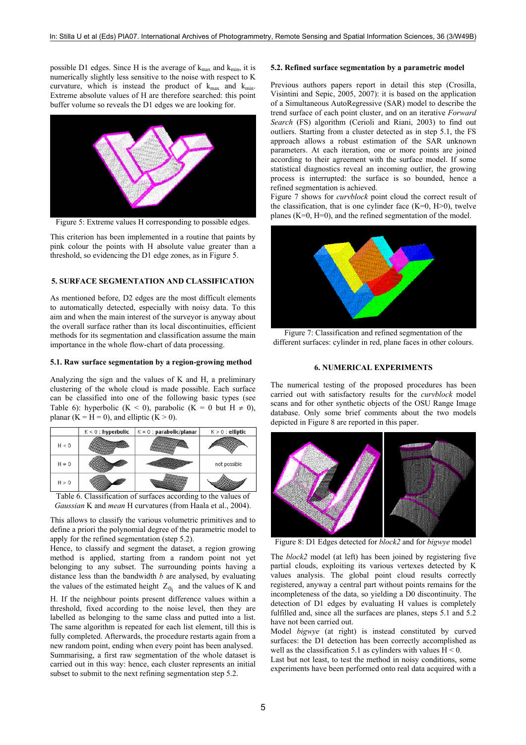possible D1 edges. Since H is the average of $k_{max}$ and $k_{min}$, it is numerically slightly less sensitive to the noise with respect to K curvature, which is instead the product of $k_{max}$ and $k_{min}$. Extreme absolute values of H are therefore searched: this point buffer volume so reveals the D1 edges we are looking for.

Figure 5: Extreme values H corresponding to possible edges.

This criterion has been implemented in a routine that paints by pink colour the points with H absolute value greater than a threshold, so evidencing the D1 edge zones, as in Figure 5.

## 5. SURFACE SEGMENTATION AND CLASSIFICATION

As mentioned before, D2 edges are the most difficult elements to automatically detected, especially with noisy data. To this aim and when the main interest of the surveyor is anyway about the overall surface rather than its local discontinuities, efficient methods for its segmentation and classification assume the main importance in the whole flow-chart of data processing.

### 5.1. Raw surface segmentation by a region-growing method

Analyzing the sign and the values of K and H, a preliminary clustering of the whole cloud is made possible. Each surface can be classified into one of the following basic types (see Table 6): hyperbolic ($K < 0$), parabolic ($K = 0$ but $H \neq 0$), planar ($K = H = 0$), and elliptic ($K > 0$).

| | K < 0 : **hyperbolic** | K = 0 : **parabolic/planar** | K > 0 : **elliptic** |
|---|---|---|---|
| H < 0 | | | |
| H = 0 | | | not possible |
| H > 0 | | | |

Table 6. Classification of surfaces according to the values of *Gaussian* K and *mean* H curvatures (from Haala et al., 2004).

This allows to classify the various volumetric primitives and to define a priori the polynomial degree of the parametric model to apply for the refined segmentation (step 5.2).

Hence, to classify and segment the dataset, a region growing method is applied, starting from a random point not yet belonging to any subset. The surrounding points having a distance less than the bandwidth $b$ are analysed, by evaluating the values of the estimated height $Z_{0_i}$ and the values of K and H. If the neighbour points present difference values within a threshold, fixed according to the noise level, then they are labelled as belonging to the same class and putted into a list. The same algorithm is repeated for each list element, till this is fully completed. Afterwards, the procedure restarts again from a new random point, ending when every point has been analysed. Summarising, a first raw segmentation of the whole dataset is carried out in this way: hence, each cluster represents an initial subset to submit to the next refining segmentation step 5.2.

### 5.2. Refined surface segmentation by a parametric model

Previous authors papers report in detail this step (Crosilla, Visintini and Sepic, 2005, 2007): it is based on the application of a Simultaneous AutoRegressive (SAR) model to describe the trend surface of each point cluster, and on an iterative *Forward Search* (FS) algorithm (Cerioli and Riani, 2003) to find out outliers. Starting from a cluster detected as in step 5.1, the FS approach allows a robust estimation of the SAR unknown parameters. At each iteration, one or more points are joined according to their agreement with the surface model. If some statistical diagnostics reveal an incoming outlier, the growing process is interrupted: the surface is so bounded, hence a refined segmentation is achieved.

Figure 7 shows for *curvblock* point cloud the correct result of the classification, that is one cylinder face ($K=0$, $H>0$), twelve planes ($K=0$, $H=0$), and the refined segmentation of the model.

Figure 7: Classification and refined segmentation of the different surfaces: cylinder in red, plane faces in other colours.

## 6. NUMERICAL EXPERIMENTS

The numerical testing of the proposed procedures has been carried out with satisfactory results for the *curvblock* model scans and for other synthetic objects of the OSU Range Image database. Only some brief comments about the two models depicted in Figure 8 are reported in this paper.

Figure 8: D1 Edges detected for *block2* and for *bigwye* model

The *block2* model (at left) has been joined by registering five partial clouds, exploiting its various vertexes detected by K values analysis. The global point cloud results correctly registered, anyway a central part without points remains for the incompleteness of the data, so yielding a D0 discontinuity. The detection of D1 edges by evaluating H values is completely fulfilled and, since all the surfaces are planes, steps 5.1 and 5.2 have not been carried out.

Model *bigwye* (at right) is instead constituted by curved surfaces: the D1 detection has been correctly accomplished as well as the classification 5.1 as cylinders with values $H < 0$.

Last but not least, to test the method in noisy conditions, some experiments have been performed onto real data acquired with a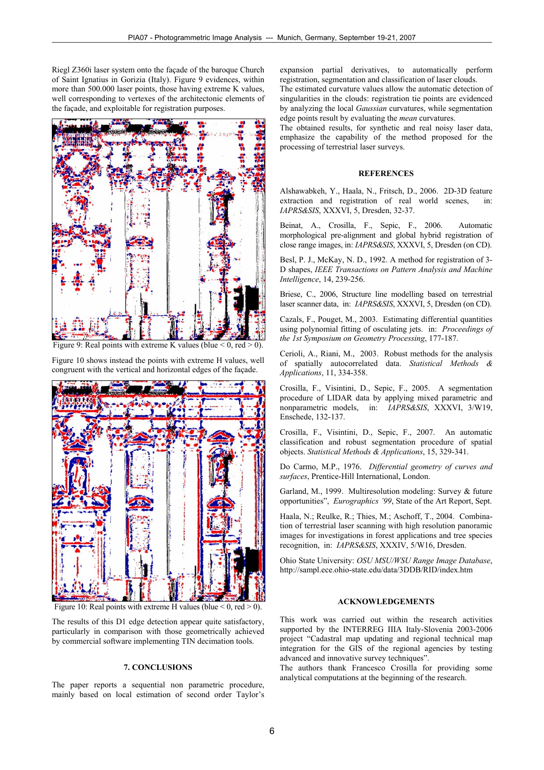Riegl Z360i laser system onto the façade of the baroque Church of Saint Ignatius in Gorizia (Italy). Figure 9 evidences, within more than 500.000 laser points, those having extreme K values, well corresponding to vertexes of the architectonic elements of the façade, and exploitable for registration purposes.

Figure 9: Real points with extreme K values (blue < 0, red > 0).

Figure 10 shows instead the points with extreme H values, well congruent with the vertical and horizontal edges of the façade.

Figure 10: Real points with extreme H values (blue < 0, red > 0).

The results of this D1 edge detection appear quite satisfactory, particularly in comparison with those geometrically achieved by commercial software implementing TIN decimation tools.

## 7. CONCLUSIONS

The paper reports a sequential non parametric procedure, mainly based on local estimation of second order Taylor's expansion partial derivatives, to automatically perform registration, segmentation and classification of laser clouds.
The estimated curvature values allow the automatic detection of singularities in the clouds: registration tie points are evidenced by analyzing the local *Gaussian* curvatures, while segmentation edge points result by evaluating the *mean* curvatures.
The obtained results, for synthetic and real noisy laser data, emphasize the capability of the method proposed for the processing of terrestrial laser surveys.

## REFERENCES

Alshawabkeh, Y., Haala, N., Fritsch, D., 2006. 2D-3D feature extraction and registration of real world scenes, in: *IAPRS&SIS*, XXXVI, 5, Dresden, 32-37.

Beinat, A., Crosilla, F., Sepic, F., 2006. Automatic morphological pre-alignment and global hybrid registration of close range images, in: *IAPRS&SIS*, XXXVI, 5, Dresden (on CD).

Besl, P. J., McKay, N. D., 1992. A method for registration of 3-D shapes, *IEEE Transactions on Pattern Analysis and Machine Intelligence*, 14, 239-256.

Briese, C., 2006, Structure line modelling based on terrestrial laser scanner data, in: *IAPRS&SIS*, XXXVI, 5, Dresden (on CD).

Cazals, F., Pouget, M., 2003. Estimating differential quantities using polynomial fitting of osculating jets. in: *Proceedings of the 1st Symposium on Geometry Processing*, 177-187.

Cerioli, A., Riani, M., 2003. Robust methods for the analysis of spatially autocorrelated data. *Statistical Methods & Applications*, 11, 334-358.

Crosilla, F., Visintini, D., Sepic, F., 2005. A segmentation procedure of LIDAR data by applying mixed parametric and nonparametric models, in: *IAPRS&SIS*, XXXVI, 3/W19, Enschede, 132-137.

Crosilla, F., Visintini, D., Sepic, F., 2007. An automatic classification and robust segmentation procedure of spatial objects. *Statistical Methods & Applications*, 15, 329-341.

Do Carmo, M.P., 1976. *Differential geometry of curves and surfaces*, Prentice-Hill International, London.

Garland, M., 1999. Multiresolution modeling: Survey & future opportunities", *Eurographics '99*, State of the Art Report, Sept.

Haala, N.; Reulke, R.; Thies, M.; Aschoff, T., 2004. Combination of terrestrial laser scanning with high resolution panoramic images for investigations in forest applications and tree species recognition, in: *IAPRS&SIS*, XXXIV, 5/W16, Dresden.

Ohio State University: *OSU MSU/WSU Range Image Database*, http://sampl.ece.ohio-state.edu/data/3DDB/RID/index.htm

## ACKNOWLEDGEMENTS

This work was carried out within the research activities supported by the INTERREG IIIA Italy-Slovenia 2003-2006 project "Cadastral map updating and regional technical map integration for the GIS of the regional agencies by testing advanced and innovative survey techniques".
The authors thank Francesco Crosilla for providing some analytical computations at the beginning of the research.